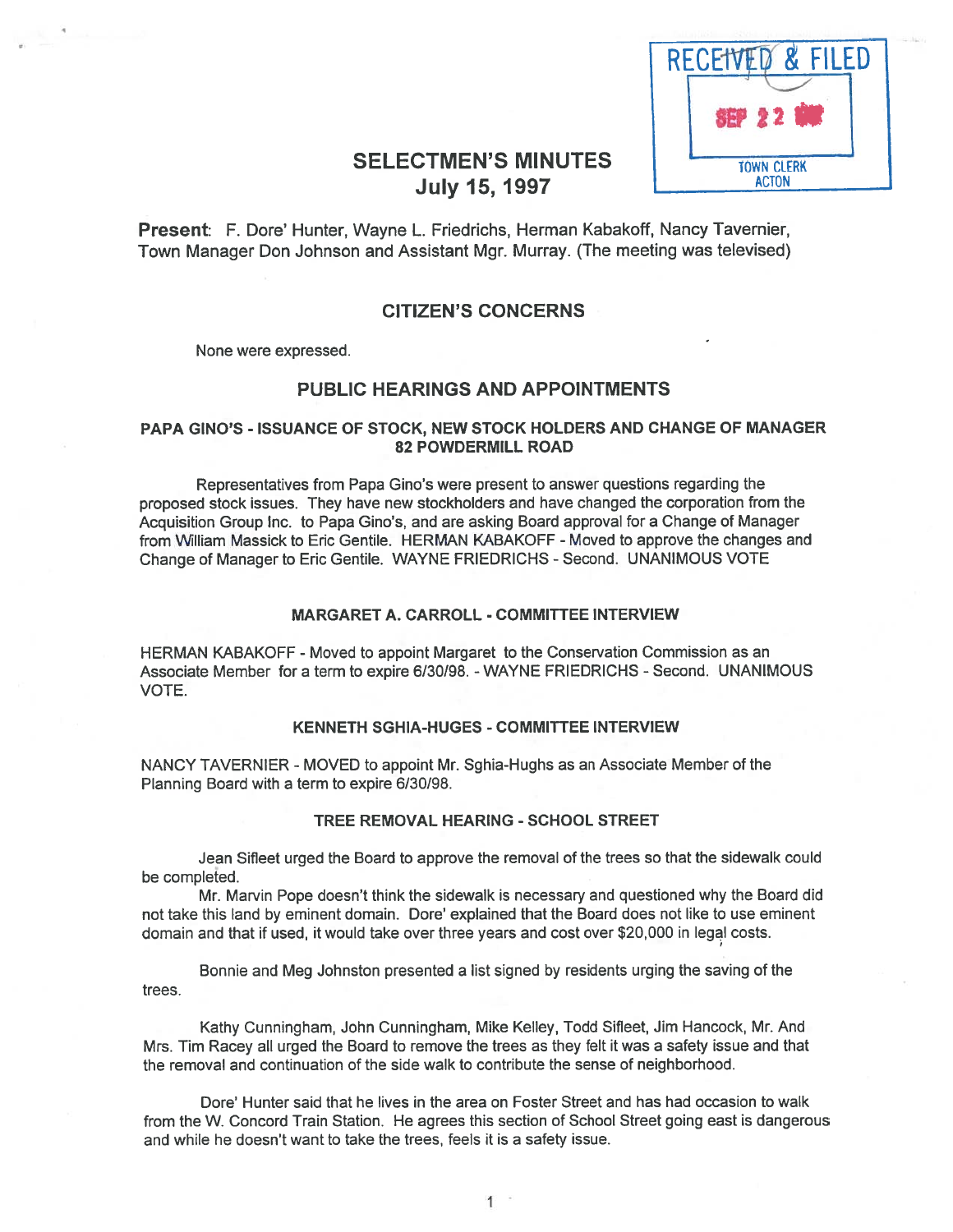RECEIVED & FILED
SEP 22
TOWN CLERK
ACTON

# SELECTMEN'S MINUTES
## July 15, 1997

**Present**: F. Dore' Hunter, Wayne L. Friedrichs, Herman Kabakoff, Nancy Tavernier, Town Manager Don Johnson and Assistant Mgr. Murray. (The meeting was televised)

## CITIZEN'S CONCERNS

None were expressed.

## PUBLIC HEARINGS AND APPOINTMENTS

### PAPA GINO'S - ISSUANCE OF STOCK, NEW STOCK HOLDERS AND CHANGE OF MANAGER 82 POWDERMILL ROAD

Representatives from Papa Gino's were present to answer questions regarding the proposed stock issues. They have new stockholders and have changed the corporation from the Acquisition Group Inc. to Papa Gino's, and are asking Board approval for a Change of Manager from William Massick to Eric Gentile. HERMAN KABAKOFF - Moved to approve the changes and Change of Manager to Eric Gentile. WAYNE FRIEDRICHS - Second. UNANIMOUS VOTE

### MARGARET A. CARROLL - COMMITTEE INTERVIEW

HERMAN KABAKOFF - Moved to appoint Margaret to the Conservation Commission as an Associate Member for a term to expire 6/30/98. - WAYNE FRIEDRICHS - Second. UNANIMOUS VOTE.

### KENNETH SGHIA-HUGES - COMMITTEE INTERVIEW

NANCY TAVERNIER - MOVED to appoint Mr. Sghia-Hughs as an Associate Member of the Planning Board with a term to expire 6/30/98.

### TREE REMOVAL HEARING - SCHOOL STREET

Jean Sifleet urged the Board to approve the removal of the trees so that the sidewalk could be completed.

Mr. Marvin Pope doesn't think the sidewalk is necessary and questioned why the Board did not take this land by eminent domain. Dore' explained that the Board does not like to use eminent domain and that if used, it would take over three years and cost over $20,000 in legal costs.

Bonnie and Meg Johnston presented a list signed by residents urging the saving of the trees.

Kathy Cunningham, John Cunningham, Mike Kelley, Todd Sifleet, Jim Hancock, Mr. And Mrs. Tim Racey all urged the Board to remove the trees as they felt it was a safety issue and that the removal and continuation of the side walk to contribute the sense of neighborhood.

Dore' Hunter said that he lives in the area on Foster Street and has had occasion to walk from the W. Concord Train Station. He agrees this section of School Street going east is dangerous and while he doesn't want to take the trees, feels it is a safety issue.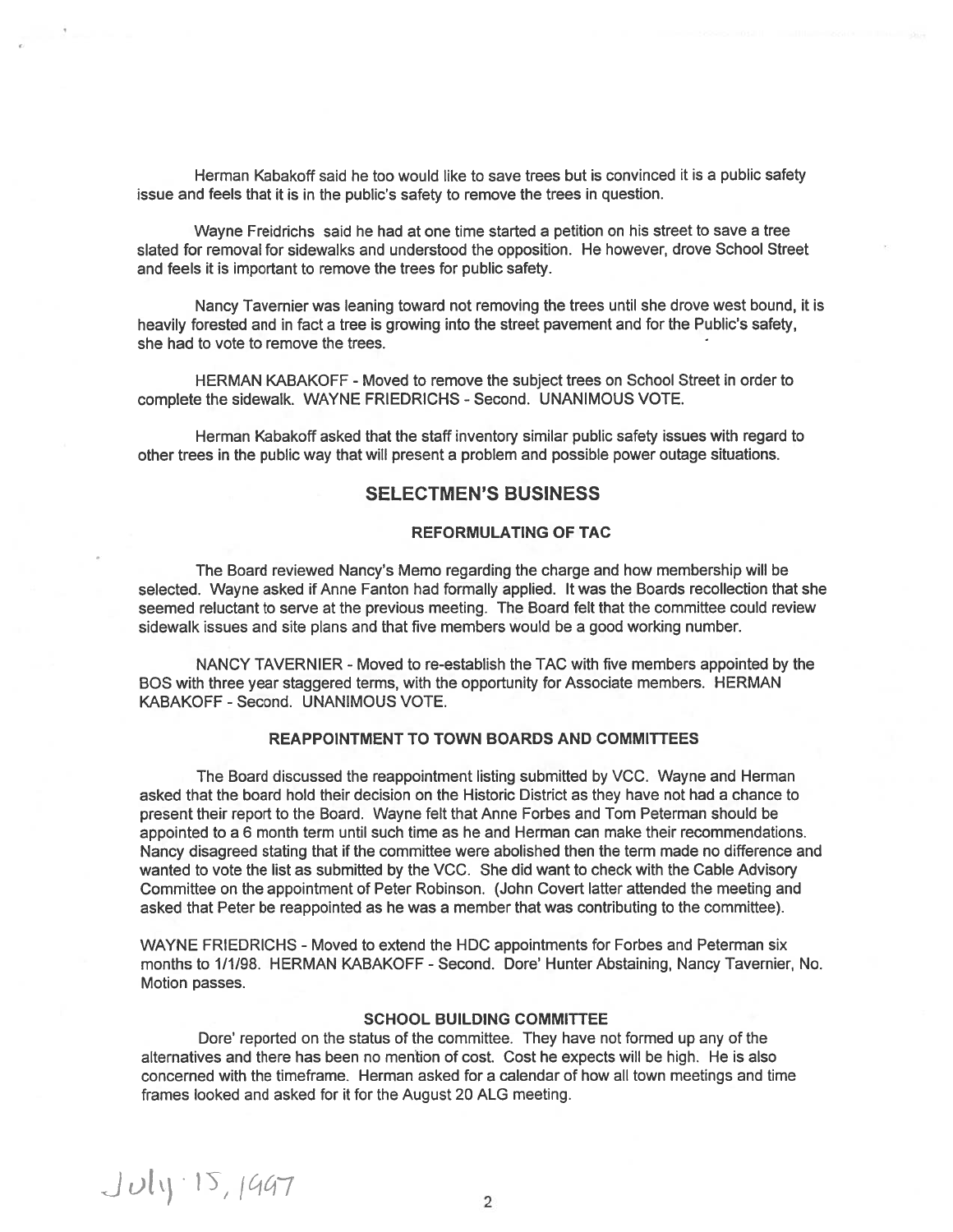Herman Kabakoff said he too would like to save trees but is convinced it is a public safety issue and feels that it is in the public's safety to remove the trees in question.

Wayne Freidrichs said he had at one time started a petition on his street to save a tree slated for removal for sidewalks and understood the opposition. He however, drove School Street and feels it is important to remove the trees for public safety.

Nancy Tavernier was leaning toward not removing the trees until she drove west bound, it is heavily forested and in fact a tree is growing into the street pavement and for the Public's safety, she had to vote to remove the trees.

HERMAN KABAKOFF - Moved to remove the subject trees on School Street in order to complete the sidewalk. WAYNE FRIEDRICHS - Second. UNANIMOUS VOTE.

Herman Kabakoff asked that the staff inventory similar public safety issues with regard to other trees in the public way that will present a problem and possible power outage situations.

## SELECTMEN'S BUSINESS

### REFORMULATING OF TAC

The Board reviewed Nancy's Memo regarding the charge and how membership will be selected. Wayne asked if Anne Fanton had formally applied. It was the Boards recollection that she seemed reluctant to serve at the previous meeting. The Board felt that the committee could review sidewalk issues and site plans and that five members would be a good working number.

NANCY TAVERNIER - Moved to re-establish the TAC with five members appointed by the BOS with three year staggered terms, with the opportunity for Associate members. HERMAN KABAKOFF - Second. UNANIMOUS VOTE.

### REAPPOINTMENT TO TOWN BOARDS AND COMMITTEES

The Board discussed the reappointment listing submitted by VCC. Wayne and Herman asked that the board hold their decision on the Historic District as they have not had a chance to present their report to the Board. Wayne felt that Anne Forbes and Tom Peterman should be appointed to a 6 month term until such time as he and Herman can make their recommendations. Nancy disagreed stating that if the committee were abolished then the term made no difference and wanted to vote the list as submitted by the VCC. She did want to check with the Cable Advisory Committee on the appointment of Peter Robinson. (John Covert latter attended the meeting and asked that Peter be reappointed as he was a member that was contributing to the committee).

WAYNE FRIEDRICHS - Moved to extend the HDC appointments for Forbes and Peterman six months to 1/1/98. HERMAN KABAKOFF - Second. Dore' Hunter Abstaining, Nancy Tavernier, No. Motion passes.

### SCHOOL BUILDING COMMITTEE

Dore' reported on the status of the committee. They have not formed up any of the alternatives and there has been no mention of cost. Cost he expects will be high. He is also concerned with the timeframe. Herman asked for a calendar of how all town meetings and time frames looked and asked for it for the August 20 ALG meeting.

July 15, 1997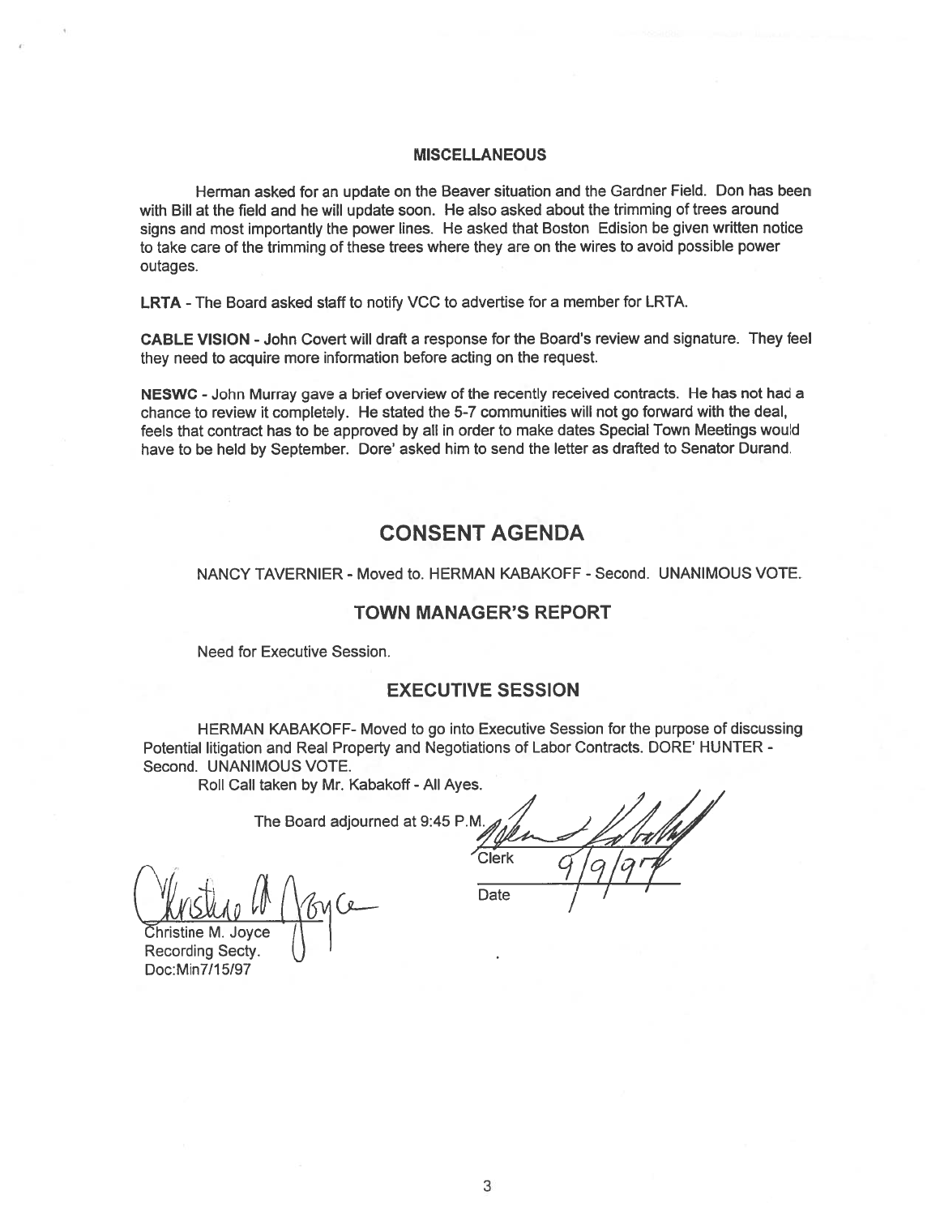### MISCELLANEOUS

Herman asked for an update on the Beaver situation and the Gardner Field. Don has been with Bill at the field and he will update soon. He also asked about the trimming of trees around signs and most importantly the power lines. He asked that Boston Edision be given written notice to take care of the trimming of these trees where they are on the wires to avoid possible power outages.

**LRTA** - The Board asked staff to notify VCC to advertise for a member for LRTA.

**CABLE VISION** - John Covert will draft a response for the Board's review and signature. They feel they need to acquire more information before acting on the request.

**NESWC** - John Murray gave a brief overview of the recently received contracts. He has not had a chance to review it completely. He stated the 5-7 communities will not go forward with the deal, feels that contract has to be approved by all in order to make dates Special Town Meetings would have to be held by September. Dore' asked him to send the letter as drafted to Senator Durand.

## CONSENT AGENDA

NANCY TAVERNIER - Moved to. HERMAN KABAKOFF - Second. UNANIMOUS VOTE.

## TOWN MANAGER'S REPORT

Need for Executive Session.

## EXECUTIVE SESSION

HERMAN KABAKOFF- Moved to go into Executive Session for the purpose of discussing Potential litigation and Real Property and Negotiations of Labor Contracts. DORE' HUNTER - Second. UNANIMOUS VOTE.

Roll Call taken by Mr. Kabakoff - All Ayes.

The Board adjourned at 9:45 P.M.

Clerk

Date 9/9/97

Christine M. Joyce
Recording Secty.
Doc:Min7/15/97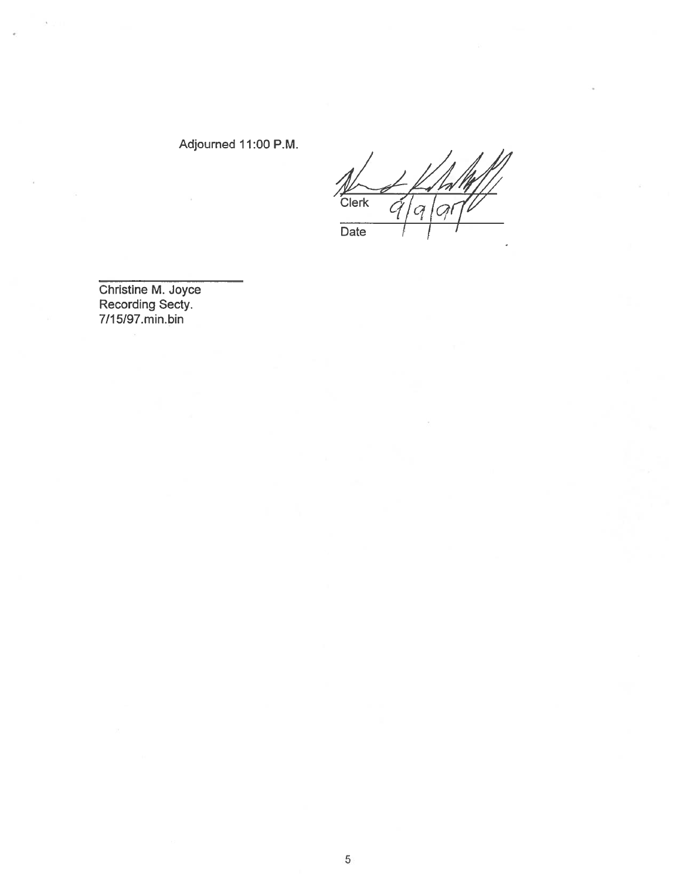Adjourned 11:00 P.M.

Clerk

9/9/97

Date

Christine M. Joyce
Recording Secty.
7/15/97.min.bin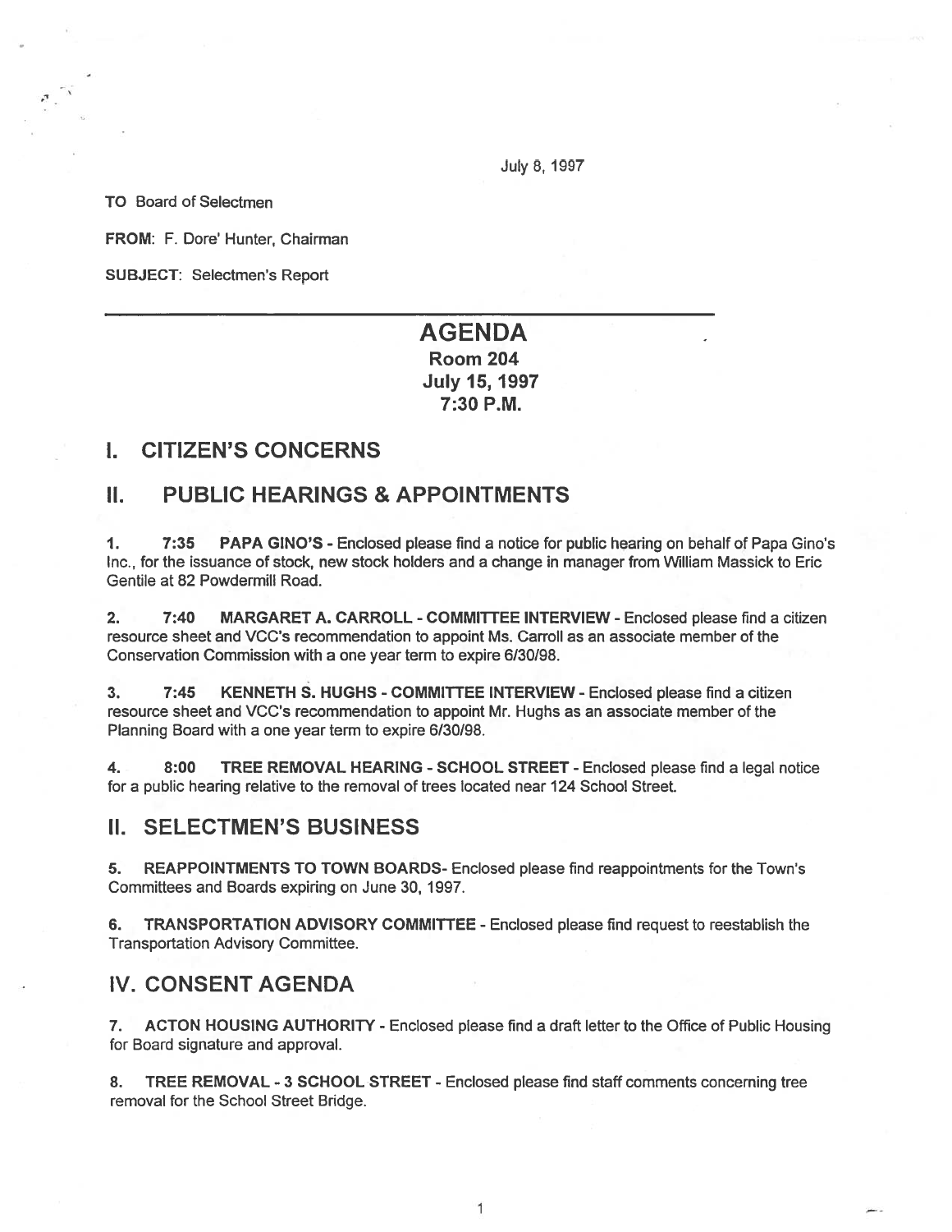July 8, 1997

**TO** Board of Selectmen

**FROM**: F. Dore' Hunter, Chairman

**SUBJECT**: Selectmen's Report

---

# AGENDA

**Room 204**
**July 15, 1997**
**7:30 P.M.**

## I. CITIZEN'S CONCERNS

## II. PUBLIC HEARINGS & APPOINTMENTS

1. **7:35 PAPA GINO'S** - Enclosed please find a notice for public hearing on behalf of Papa Gino's Inc., for the issuance of stock, new stock holders and a change in manager from William Massick to Eric Gentile at 82 Powdermill Road.

2. **7:40 MARGARET A. CARROLL - COMMITTEE INTERVIEW** - Enclosed please find a citizen resource sheet and VCC's recommendation to appoint Ms. Carroll as an associate member of the Conservation Commission with a one year term to expire 6/30/98.

3. **7:45 KENNETH S. HUGHS - COMMITTEE INTERVIEW** - Enclosed please find a citizen resource sheet and VCC's recommendation to appoint Mr. Hughs as an associate member of the Planning Board with a one year term to expire 6/30/98.

4. **8:00 TREE REMOVAL HEARING - SCHOOL STREET** - Enclosed please find a legal notice for a public hearing relative to the removal of trees located near 124 School Street.

## II. SELECTMEN'S BUSINESS

5. **REAPPOINTMENTS TO TOWN BOARDS**- Enclosed please find reappointments for the Town's Committees and Boards expiring on June 30, 1997.

6. **TRANSPORTATION ADVISORY COMMITTEE** - Enclosed please find request to reestablish the Transportation Advisory Committee.

## IV. CONSENT AGENDA

7. **ACTON HOUSING AUTHORITY** - Enclosed please find a draft letter to the Office of Public Housing for Board signature and approval.

8. **TREE REMOVAL - 3 SCHOOL STREET** - Enclosed please find staff comments concerning tree removal for the School Street Bridge.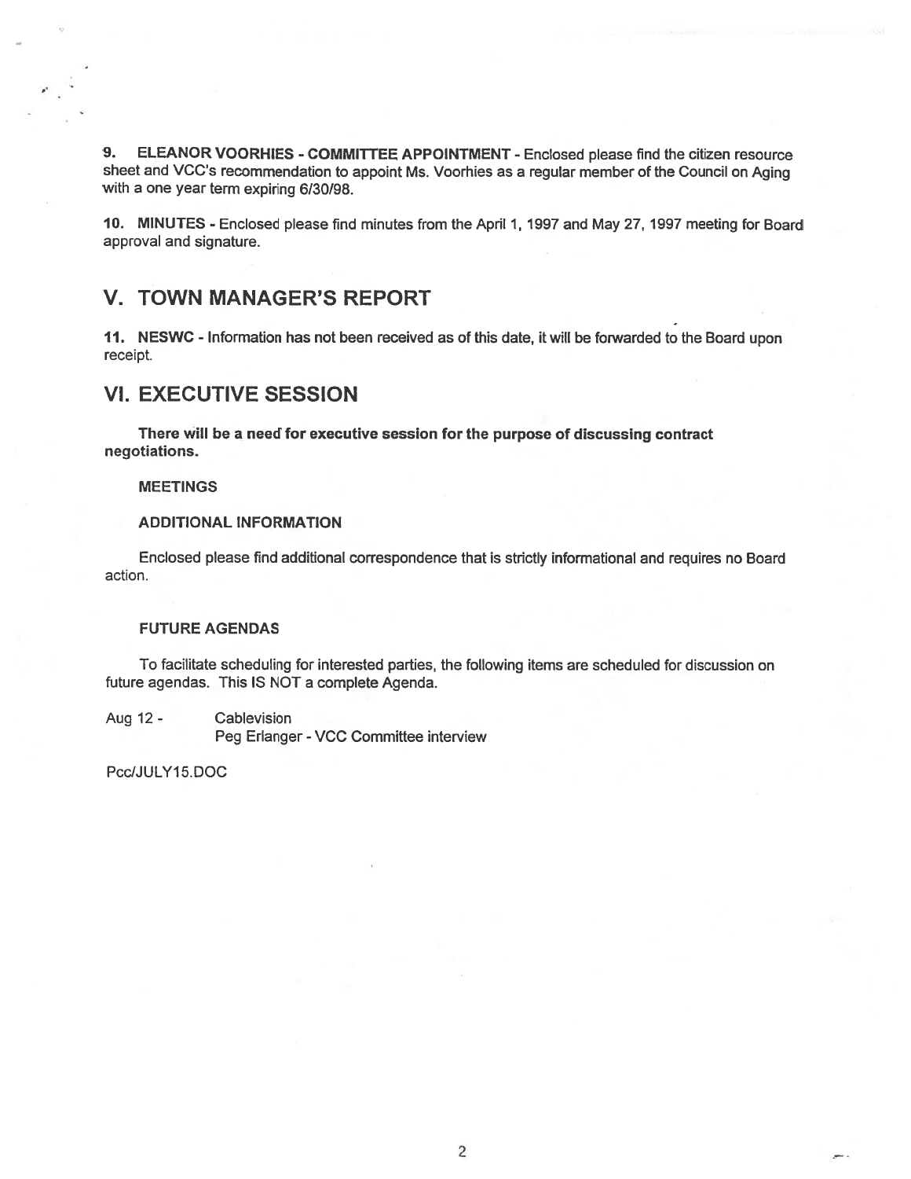**9. ELEANOR VOORHIES - COMMITTEE APPOINTMENT** - Enclosed please find the citizen resource sheet and VCC's recommendation to appoint Ms. Voorhies as a regular member of the Council on Aging with a one year term expiring 6/30/98.

**10. MINUTES** - Enclosed please find minutes from the April 1, 1997 and May 27, 1997 meeting for Board approval and signature.

## V. TOWN MANAGER'S REPORT

**11. NESWC** - Information has not been received as of this date, it will be forwarded to the Board upon receipt.

## VI. EXECUTIVE SESSION

**There will be a need for executive session for the purpose of discussing contract negotiations.**

**MEETINGS**

**ADDITIONAL INFORMATION**

Enclosed please find additional correspondence that is strictly informational and requires no Board action.

**FUTURE AGENDAS**

To facilitate scheduling for interested parties, the following items are scheduled for discussion on future agendas. This IS NOT a complete Agenda.

Aug 12 - Cablevision
Peg Erlanger - VCC Committee interview

Pcc/JULY15.DOC